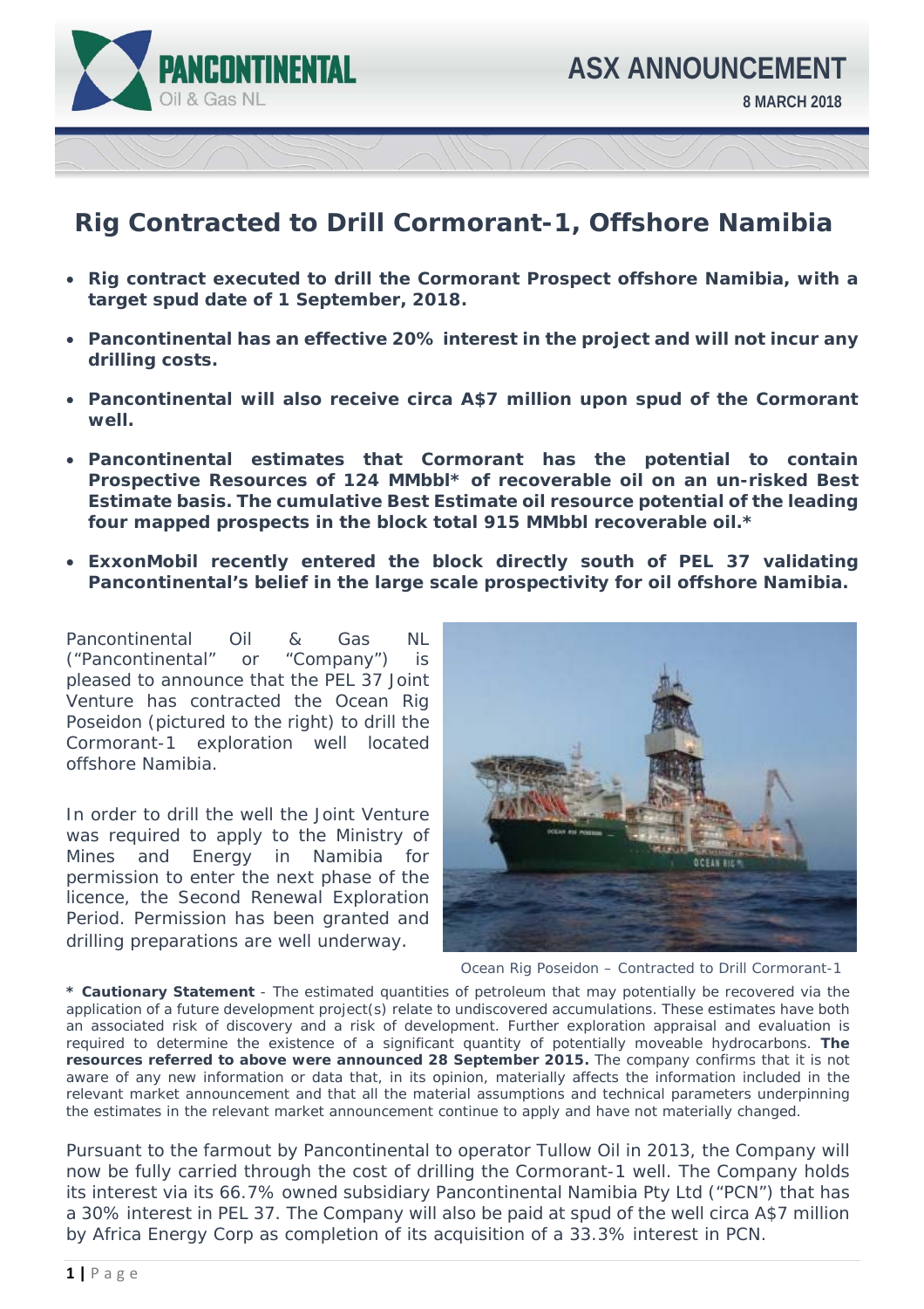ASX ANNOUNCEMENT

8 MARCH 2018

# Rig Contracted to Drill Cormorant-1, Offshore Namibia

- **Rig contract executed to drill the Cormorant Prospect offshore Namibia, with a target spud date of 1 September, 2018.**
- **Pancontinental has an effective 20% interest in the project and will not incur any drilling costs.**
- **Pancontinental will also receive circa A$7 million upon spud of the Cormorant well.**
- **Pancontinental estimates that Cormorant has the potential to contain Prospective Resources of 124 MMbbl* of recoverable oil on an un-risked Best Estimate basis. The cumulative Best Estimate oil resource potential of the leading four mapped prospects in the block total 915 MMbbl recoverable oil.***
- **ExxonMobil recently entered the block directly south of PEL 37 validating Pancontinental's belief in the large scale prospectivity for oil offshore Namibia.**

Pancontinental Oil & Gas NL ("Pancontinental" or "Company") is pleased to announce that the PEL 37 Joint Venture has contracted the Ocean Rig Poseidon (pictured to the right) to drill the Cormorant-1 exploration well located offshore Namibia.

In order to drill the well the Joint Venture was required to apply to the Ministry of Mines and Energy in Namibia for permission to enter the next phase of the licence, the Second Renewal Exploration Period. Permission has been granted and drilling preparations are well underway.

Ocean Rig Poseidon – Contracted to Drill Cormorant-1

**\* Cautionary Statement** - The estimated quantities of petroleum that may potentially be recovered via the application of a future development project(s) relate to undiscovered accumulations. These estimates have both an associated risk of discovery and a risk of development. Further exploration appraisal and evaluation is required to determine the existence of a significant quantity of potentially moveable hydrocarbons. **The resources referred to above were announced 28 September 2015.** The company confirms that it is not aware of any new information or data that, in its opinion, materially affects the information included in the relevant market announcement and that all the material assumptions and technical parameters underpinning the estimates in the relevant market announcement continue to apply and have not materially changed.

Pursuant to the farmout by Pancontinental to operator Tullow Oil in 2013, the Company will now be fully carried through the cost of drilling the Cormorant-1 well. The Company holds its interest via its 66.7% owned subsidiary Pancontinental Namibia Pty Ltd ("PCN") that has a 30% interest in PEL 37. The Company will also be paid at spud of the well circa A$7 million by Africa Energy Corp as completion of its acquisition of a 33.3% interest in PCN.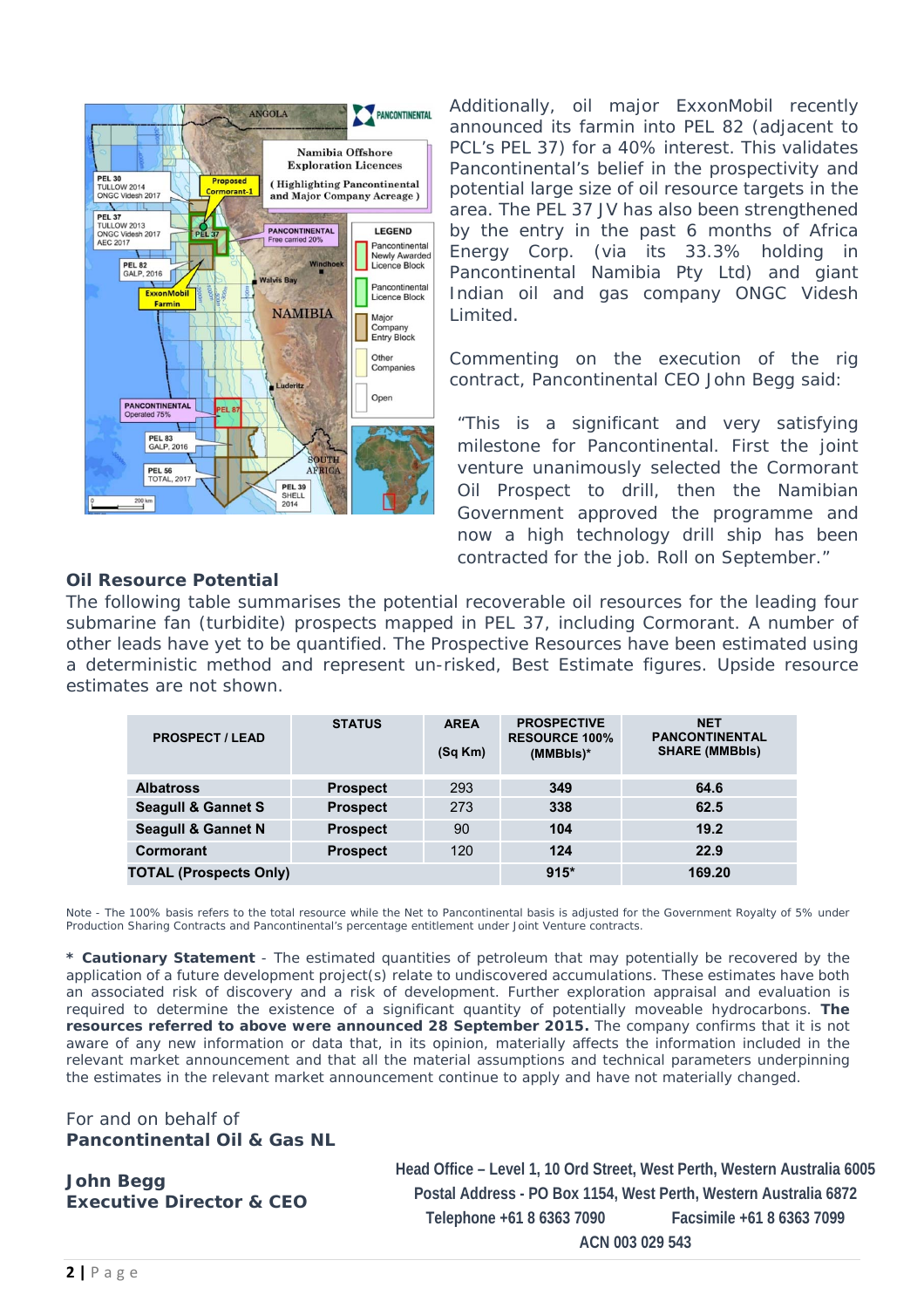Additionally, oil major ExxonMobil recently announced its farmin into PEL 82 (adjacent to PCL's PEL 37) for a 40% interest. This validates Pancontinental's belief in the prospectivity and potential large size of oil resource targets in the area. The PEL 37 JV has also been strengthened by the entry in the past 6 months of Africa Energy Corp. (via its 33.3% holding in Pancontinental Namibia Pty Ltd) and giant Indian oil and gas company ONGC Videsh Limited.

Commenting on the execution of the rig contract, Pancontinental CEO John Begg said:

> "This is a significant and very satisfying milestone for Pancontinental. First the joint venture unanimously selected the Cormorant Oil Prospect to drill, then the Namibian Government approved the programme and now a high technology drill ship has been contracted for the job. Roll on September."

## Oil Resource Potential

The following table summarises the potential recoverable oil resources for the leading four submarine fan (turbidite) prospects mapped in PEL 37, including Cormorant. A number of other leads have yet to be quantified. The Prospective Resources have been estimated using a deterministic method and represent un-risked, Best Estimate figures. Upside resource estimates are not shown.

| PROSPECT / LEAD | STATUS | AREA (Sq Km) | PROSPECTIVE RESOURCE 100% (MMBbls)* | NET PANCONTINENTAL SHARE (MMBbls) |
|---|---|---|---|---|
| **Albatross** | **Prospect** | 293 | **349** | **64.6** |
| **Seagull & Gannet S** | **Prospect** | 273 | **338** | **62.5** |
| **Seagull & Gannet N** | **Prospect** | 90 | **104** | **19.2** |
| **Cormorant** | **Prospect** | 120 | **124** | **22.9** |
| **TOTAL (Prospects Only)** | | | **915*** | **169.20** |

Note - The 100% basis refers to the total resource while the Net to Pancontinental basis is adjusted for the Government Royalty of 5% under Production Sharing Contracts and Pancontinental's percentage entitlement under Joint Venture contracts.

**\* Cautionary Statement** - The estimated quantities of petroleum that may potentially be recovered by the application of a future development project(s) relate to undiscovered accumulations. These estimates have both an associated risk of discovery and a risk of development. Further exploration appraisal and evaluation is required to determine the existence of a significant quantity of potentially moveable hydrocarbons. **The resources referred to above were announced 28 September 2015.** The company confirms that it is not aware of any new information or data that, in its opinion, materially affects the information included in the relevant market announcement and that all the material assumptions and technical parameters underpinning the estimates in the relevant market announcement continue to apply and have not materially changed.

For and on behalf of
**Pancontinental Oil & Gas NL**

**John Begg**
**Executive Director & CEO**

**Head Office – Level 1, 10 Ord Street, West Perth, Western Australia 6005**
**Postal Address - PO Box 1154, West Perth, Western Australia 6872**
**Telephone +61 8 6363 7090 Facsimile +61 8 6363 7099**
**ACN 003 029 543**